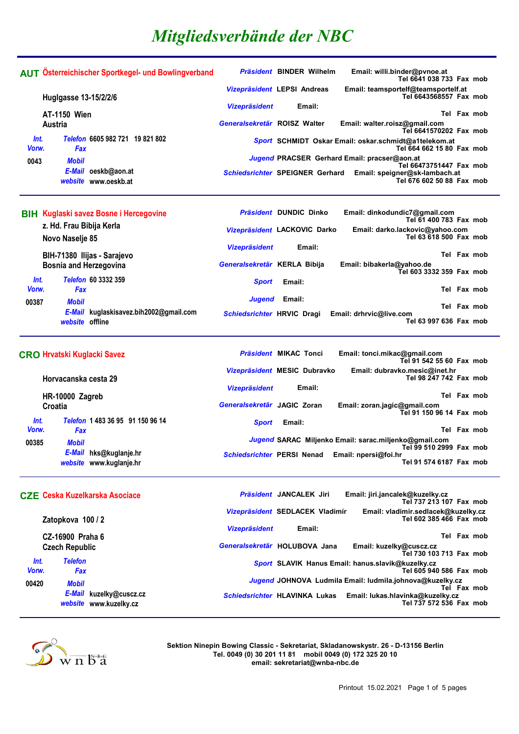# Mitgliedsverbände der NBC

## AUT Österreichischer Sportkegel- und Bowlingverband

Huglgasse 13-15/2/2/6

AT-1150 Wien
Austria

| | | |
|---|---|---|
| Int. Vorw. | Telefon | 6605 982 721 19 821 802 |
| | Fax | |
| 0043 | Mobil | |
| | E-Mail | oeskb@aon.at |
| | website | www.oeskb.at |

| Funktion | Name | Email | Tel | Fax | mob |
|---|---|---|---|---|---|
| Präsident | BINDER Wilhelm | willi.binder@pvnoe.at | 6641 038 733 | | |
| Vizepräsident | LEPSI Andreas | teamsportelf@teamsportelf.at | 6643568557 | | |
| Vizepräsident | | | | | |
| Generalsekretär | ROISZ Walter | walter.roisz@gmail.com | 6641570202 | | |
| Sport | SCHMIDT Oskar | oskar.schmidt@a1telekom.at | 664 662 15 80 | | |
| Jugend | PRACSER Gerhard | pracser@aon.at | 66473751447 | | |
| Schiedsrichter | SPEIGNER Gerhard | speigner@sk-lambach.at | 676 602 50 88 | | |

## BIH Kuglaski savez Bosne i Hercegovine

z. Hd. Frau Bibija Kerla
Novo Naselje 85

BIH-71380 Ilijas - Sarajevo
Bosnia and Herzegovina

| | | |
|---|---|---|
| Int. Vorw. | Telefon | 60 3332 359 |
| | Fax | |
| 00387 | Mobil | |
| | E-Mail | kuglaskisavez.bih2002@gmail.com |
| | website | offline |

| Funktion | Name | Email | Tel | Fax | mob |
|---|---|---|---|---|---|
| Präsident | DUNDIC Dinko | dinkodundic7@gmail.com | 61 400 783 | | |
| Vizepräsident | LACKOVIC Darko | darko.lackovic@yahoo.com | 63 618 500 | | |
| Vizepräsident | | | | | |
| Generalsekretär | KERLA Bibija | bibakerla@yahoo.de | 603 3332 359 | | |
| Sport | | | | | |
| Jugend | | | | | |
| Schiedsrichter | HRVIC Dragi | drhrvic@live.com | 63 997 636 | | |

## CRO Hrvatski Kuglacki Savez

Horvacanska cesta 29

HR-10000 Zagreb
Croatia

| | | |
|---|---|---|
| Int. Vorw. | Telefon | 1 483 36 95 91 150 96 14 |
| | Fax | |
| 00385 | Mobil | |
| | E-Mail | hks@kuglanje.hr |
| | website | www.kuglanje.hr |

| Funktion | Name | Email | Tel | Fax | mob |
|---|---|---|---|---|---|
| Präsident | MIKAC Tonci | tonci.mikac@gmail.com | 91 542 55 60 | | |
| Vizepräsident | MESIC Dubravko | dubravko.mesic@inet.hr | 98 247 742 | | |
| Vizepräsident | | | | | |
| Generalsekretär | JAGIC Zoran | zoran.jagic@gmail.com | 91 150 96 14 | | |
| Sport | | | | | |
| Jugend | SARAC Miljenko | sarac.miljenko@gmail.com | 99 510 2999 | | |
| Schiedsrichter | PERSI Nenad | npersi@foi.hr | 91 574 6187 | | |

## CZE Ceska Kuzelkarska Asociace

Zatopkova 100 / 2

CZ-16900 Praha 6
Czech Republic

| | | |
|---|---|---|
| Int. Vorw. | Telefon | |
| | Fax | |
| 00420 | Mobil | |
| | E-Mail | kuzelky@cuscz.cz |
| | website | www.kuzelky.cz |

| Funktion | Name | Email | Tel | Fax | mob |
|---|---|---|---|---|---|
| Präsident | JANCALEK Jiri | jiri.jancalek@kuzelky.cz | 737 213 107 | | |
| Vizepräsident | SEDLACEK Vladimír | vladimir.sedlacek@kuzelky.cz | 602 385 466 | | |
| Vizepräsident | | | | | |
| Generalsekretär | HOLUBOVA Jana | kuzelky@cuscz.cz | 730 103 713 | | |
| Sport | SLAVIK Hanus | hanus.slavik@kuzelky.cz | 605 940 586 | | |
| Jugend | JOHNOVA Ludmila | ludmila.johnova@kuzelky.cz | | | |
| Schiedsrichter | HLAVINKA Lukas | lukas.hlavinka@kuzelky.cz | 737 572 536 | | |

Sektion Ninepin Bowing Classic - Sekretariat, Skladanowskystr. 26 - D-13156 Berlin
Tel. 0049 (0) 30 201 11 81 mobil 0049 (0) 172 325 20 10
email: sekretariat@wnba-nbc.de

Printout 15.02.2021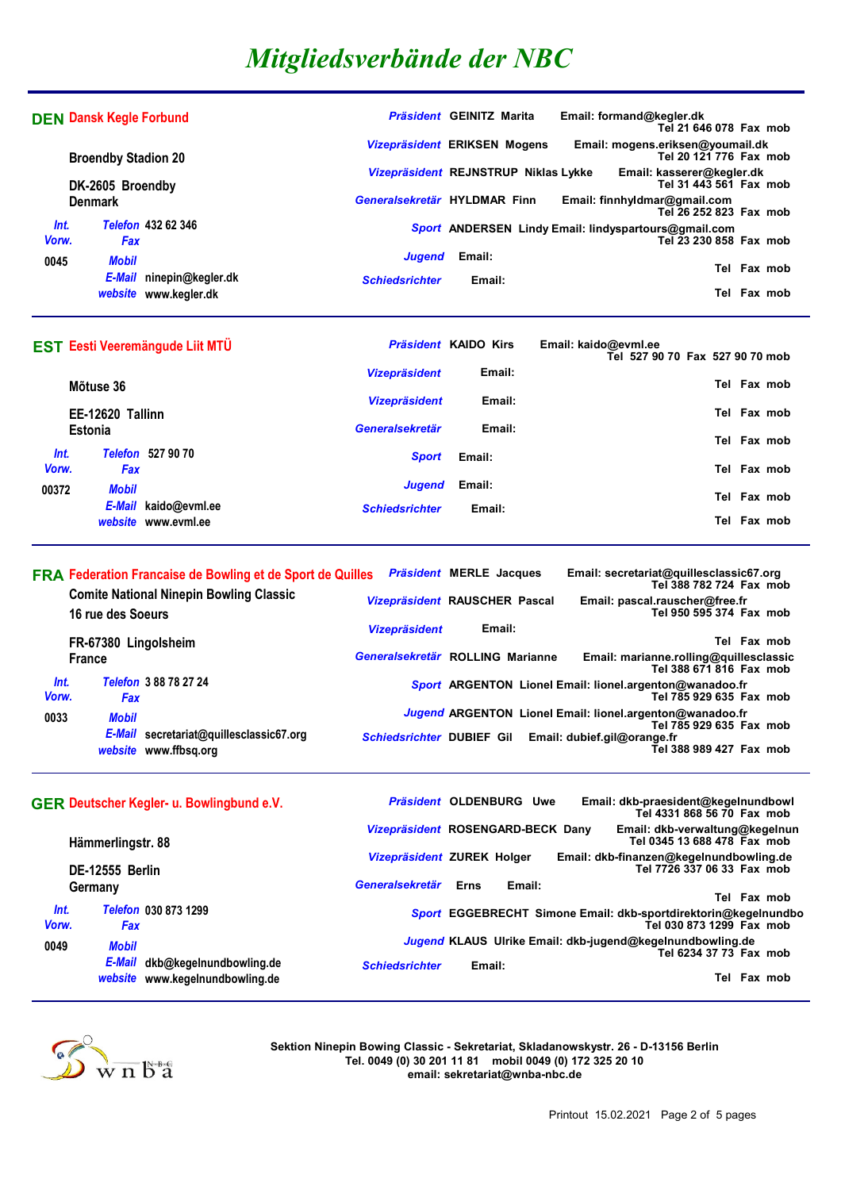# Mitgliedsverbände der NBC

## DEN Dansk Kegle Forbund

Broendby Stadion 20

DK-2605 Broendby
Denmark

| | | |
|---|---|---|
| Int. Vorw. | Telefon | 432 62 346 |
| | Fax | |
| 0045 | Mobil | |
| | E-Mail | ninepin@kegler.dk |
| | website | www.kegler.dk |

| Funktion | Name | Email | Tel | Fax | mob |
|---|---|---|---|---|---|
| Präsident | GEINITZ Marita | formand@kegler.dk | 21 646 078 | | |
| Vizepräsident | ERIKSEN Mogens | mogens.eriksen@youmail.dk | 20 121 776 | | |
| Vizepräsident | REJNSTRUP Niklas Lykke | kasserer@kegler.dk | 31 443 561 | | |
| Generalsekretär | HYLDMAR Finn | finnhyldmar@gmail.com | 26 252 823 | | |
| Sport | ANDERSEN Lindy | lindyspartours@gmail.com | 23 230 858 | | |
| Jugend | | | | | |
| Schiedsrichter | | | | | |

## EST Eesti Veeremängude Liit MTÜ

Mõtuse 36

EE-12620 Tallinn
Estonia

| | | |
|---|---|---|
| Int. Vorw. | Telefon | 527 90 70 |
| | Fax | |
| 00372 | Mobil | |
| | E-Mail | kaido@evml.ee |
| | website | www.evml.ee |

| Funktion | Name | Email | Tel | Fax | mob |
|---|---|---|---|---|---|
| Präsident | KAIDO Kirs | kaido@evml.ee | 527 90 70 | 527 90 70 | |
| Vizepräsident | | | | | |
| Vizepräsident | | | | | |
| Generalsekretär | | | | | |
| Sport | | | | | |
| Jugend | | | | | |
| Schiedsrichter | | | | | |

## FRA Federation Francaise de Bowling et de Sport de Quilles

Comite National Ninepin Bowling Classic
16 rue des Soeurs

FR-67380 Lingolsheim
France

| | | |
|---|---|---|
| Int. Vorw. | Telefon | 3 88 78 27 24 |
| | Fax | |
| 0033 | Mobil | |
| | E-Mail | secretariat@quillesclassic67.org |
| | website | www.ffbsq.org |

| Funktion | Name | Email | Tel | Fax | mob |
|---|---|---|---|---|---|
| Präsident | MERLE Jacques | secretariat@quillesclassic67.org | 388 782 724 | | |
| Vizepräsident | RAUSCHER Pascal | pascal.rauscher@free.fr | 950 595 374 | | |
| Vizepräsident | | | | | |
| Generalsekretär | ROLLING Marianne | marianne.rolling@quillesclassic | 388 671 816 | | |
| Sport | ARGENTON Lionel | lionel.argenton@wanadoo.fr | 785 929 635 | | |
| Jugend | ARGENTON Lionel | lionel.argenton@wanadoo.fr | 785 929 635 | | |
| Schiedsrichter | DUBIEF Gil | dubief.gil@orange.fr | 388 989 427 | | |

## GER Deutscher Kegler- u. Bowlingbund e.V.

Hämmerlingstr. 88

DE-12555 Berlin
Germany

| | | |
|---|---|---|
| Int. Vorw. | Telefon | 030 873 1299 |
| | Fax | |
| 0049 | Mobil | |
| | E-Mail | dkb@kegelnundbowling.de |
| | website | www.kegelnundbowling.de |

| Funktion | Name | Email | Tel | Fax | mob |
|---|---|---|---|---|---|
| Präsident | OLDENBURG Uwe | dkb-praesident@kegelnundbowl | 4331 868 56 70 | | |
| Vizepräsident | ROSENGARD-BECK Dany | dkb-verwaltung@kegelnun | 0345 13 688 478 | | |
| Vizepräsident | ZUREK Holger | dkb-finanzen@kegelnundbowling.de | 7726 337 06 33 | | |
| Generalsekretär | Erns | | | | |
| Sport | EGGEBRECHT Simone | dkb-sportdirektorin@kegelnundbo | 030 873 1299 | | |
| Jugend | KLAUS Ulrike | dkb-jugend@kegelnundbowling.de | 6234 37 73 | | |
| Schiedsrichter | | | | | |

Sektion Ninepin Bowing Classic - Sekretariat, Skladanowskystr. 26 - D-13156 Berlin
Tel. 0049 (0) 30 201 11 81 mobil 0049 (0) 172 325 20 10
email: sekretariat@wnba-nbc.de

Printout 15.02.2021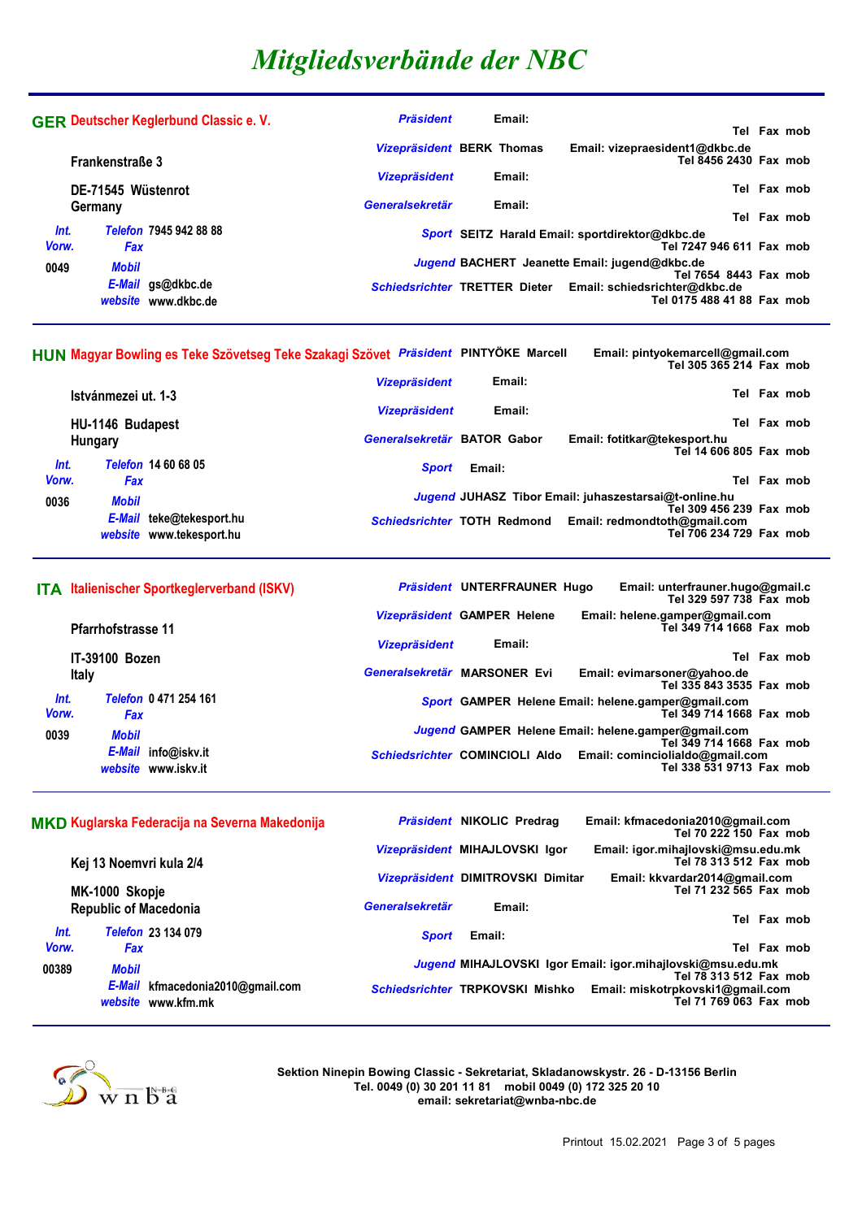# Mitgliedsverbände der NBC

## GER Deutscher Keglerbund Classic e. V.

Frankenstraße 3

DE-71545 Wüstenrot
Germany

| | | |
|---|---|---|
| Int. Vorw. | Telefon | 7945 942 88 88 |
| | Fax | |
| 0049 | Mobil | |
| | E-Mail | gs@dkbc.de |
| | website | www.dkbc.de |

| Funktion | Name | Email | Tel | Fax | mob |
|---|---|---|---|---|---|
| Präsident | | | | | |
| Vizepräsident | BERK Thomas | vizepraesident1@dkbc.de | 8456 2430 | | |
| Vizepräsident | | | | | |
| Generalsekretär | | | | | |
| Sport | SEITZ Harald | sportdirektor@dkbc.de | 7247 946 611 | | |
| Jugend | BACHERT Jeanette | jugend@dkbc.de | 7654 8443 | | |
| Schiedsrichter | TRETTER Dieter | schiedsrichter@dkbc.de | 0175 488 41 88 | | |

## HUN Magyar Bowling es Teke Szövetseg Teke Szakagi Szövet

Istvánmezei ut. 1-3

HU-1146 Budapest
Hungary

| | | |
|---|---|---|
| Int. Vorw. | Telefon | 14 60 68 05 |
| | Fax | |
| 0036 | Mobil | |
| | E-Mail | teke@tekesport.hu |
| | website | www.tekesport.hu |

| Funktion | Name | Email | Tel | Fax | mob |
|---|---|---|---|---|---|
| Präsident | PINTYÖKE Marcell | pintyokemarcell@gmail.com | 305 365 214 | | |
| Vizepräsident | | | | | |
| Vizepräsident | | | | | |
| Generalsekretär | BATOR Gabor | fotitkar@tekesport.hu | 14 606 805 | | |
| Sport | | | | | |
| Jugend | JUHASZ Tibor | juhaszestarsai@t-online.hu | 309 456 239 | | |
| Schiedsrichter | TOTH Redmond | redmondtoth@gmail.com | 706 234 729 | | |

## ITA Italienischer Sportkeglerverband (ISKV)

Pfarrhofstrasse 11

IT-39100 Bozen
Italy

| | | |
|---|---|---|
| Int. Vorw. | Telefon | 0 471 254 161 |
| | Fax | |
| 0039 | Mobil | |
| | E-Mail | info@iskv.it |
| | website | www.iskv.it |

| Funktion | Name | Email | Tel | Fax | mob |
|---|---|---|---|---|---|
| Präsident | UNTERFRAUNER Hugo | unterfrauner.hugo@gmail.c | 329 597 738 | | |
| Vizepräsident | GAMPER Helene | helene.gamper@gmail.com | 349 714 1668 | | |
| Vizepräsident | | | | | |
| Generalsekretär | MARSONER Evi | evimarsoner@yahoo.de | 335 843 3535 | | |
| Sport | GAMPER Helene | helene.gamper@gmail.com | 349 714 1668 | | |
| Jugend | GAMPER Helene | helene.gamper@gmail.com | 349 714 1668 | | |
| Schiedsrichter | COMINCIOLI Aldo | cominciolialdo@gmail.com | 338 531 9713 | | |

## MKD Kuglarska Federacija na Severna Makedonija

Kej 13 Noemvri kula 2/4

MK-1000 Skopje
Republic of Macedonia

| | | |
|---|---|---|
| Int. Vorw. | Telefon | 23 134 079 |
| | Fax | |
| 00389 | Mobil | |
| | E-Mail | kfmacedonia2010@gmail.com |
| | website | www.kfm.mk |

| Funktion | Name | Email | Tel | Fax | mob |
|---|---|---|---|---|---|
| Präsident | NIKOLIC Predrag | kfmacedonia2010@gmail.com | 70 222 150 | | |
| Vizepräsident | MIHAJLOVSKI Igor | igor.mihajlovski@msu.edu.mk | 78 313 512 | | |
| Vizepräsident | DIMITROVSKI Dimitar | kkvardar2014@gmail.com | 71 232 565 | | |
| Generalsekretär | | | | | |
| Sport | | | | | |
| Jugend | MIHAJLOVSKI Igor | igor.mihajlovski@msu.edu.mk | 78 313 512 | | |
| Schiedsrichter | TRPKOVSKI Mishko | miskotrpkovski1@gmail.com | 71 769 063 | | |

Sektion Ninepin Bowling Classic - Sekretariat, Skladanowskystr. 26 - D-13156 Berlin
Tel. 0049 (0) 30 201 11 81 mobil 0049 (0) 172 325 20 10
email: sekretariat@wnba-nbc.de

Printout 15.02.2021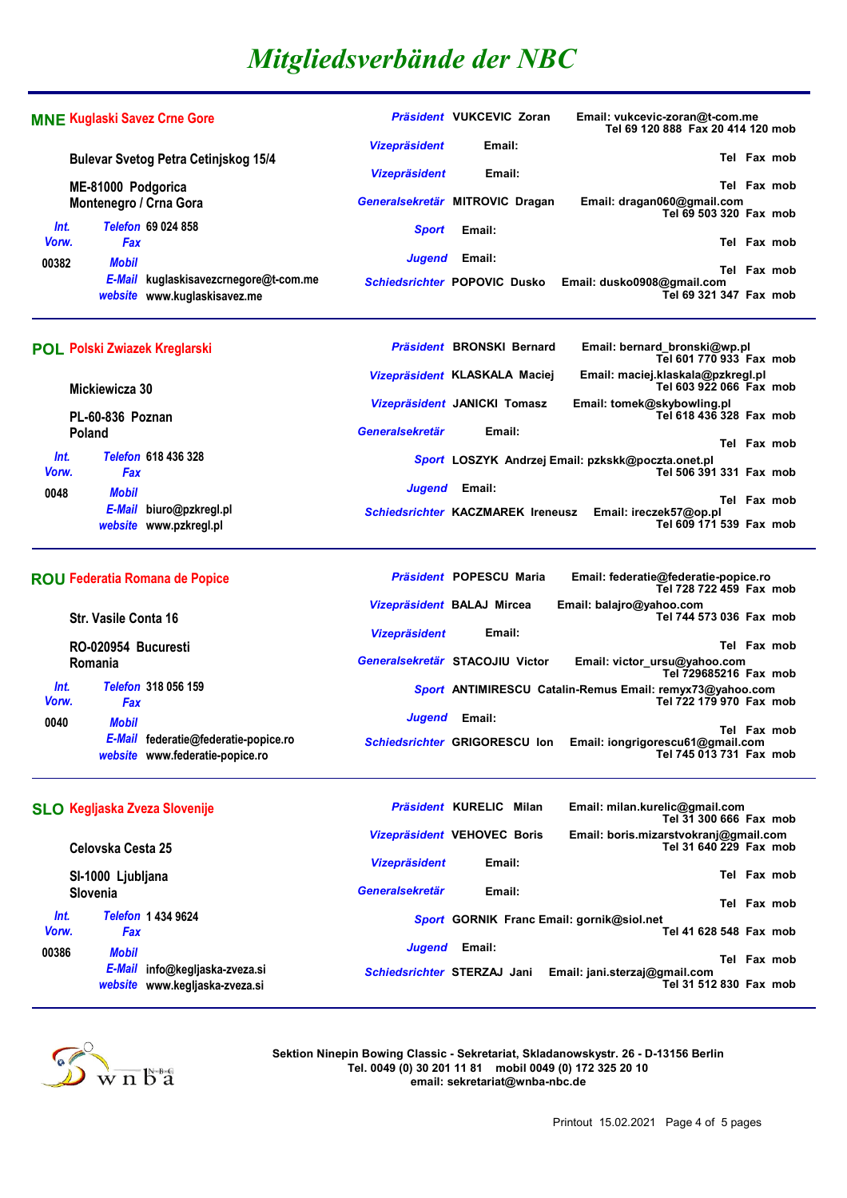# Mitgliedsverbände der NBC

## MNE Kuglaski Savez Crne Gore

Bulevar Svetog Petra Cetinjskog 15/4

ME-81000 Podgorica
Montenegro / Crna Gora

Int. Vorw. 00382

*Telefon* 69 024 858
*Fax*
*Mobil*
*E-Mail* kuglaskisavezcrnegore@t-com.me
*website* www.kuglaskisavez.me

| | | | |
|---|---|---|---|
| *Präsident* | VUKCEVIC Zoran | Email: vukcevic-zoran@t-com.me | Tel 69 120 888 Fax 20 414 120 mob |
| *Vizepräsident* | | Email: | Tel Fax mob |
| *Vizepräsident* | | Email: | Tel Fax mob |
| *Generalsekretär* | MITROVIC Dragan | Email: dragan060@gmail.com | Tel 69 503 320 Fax mob |
| *Sport* | | Email: | Tel Fax mob |
| *Jugend* | | Email: | Tel Fax mob |
| *Schiedsrichter* | POPOVIC Dusko | Email: dusko0908@gmail.com | Tel 69 321 347 Fax mob |

## POL Polski Zwiazek Kreglarski

Mickiewicza 30

PL-60-836 Poznan
Poland

Int. Vorw. 0048

*Telefon* 618 436 328
*Fax*
*Mobil*
*E-Mail* biuro@pzkregl.pl
*website* www.pzkregl.pl

| | | | |
|---|---|---|---|
| *Präsident* | BRONSKI Bernard | Email: bernard_bronski@wp.pl | Tel 601 770 933 Fax mob |
| *Vizepräsident* | KLASKALA Maciej | Email: maciej.klaskala@pzkregl.pl | Tel 603 922 066 Fax mob |
| *Vizepräsident* | JANICKI Tomasz | Email: tomek@skybowling.pl | Tel 618 436 328 Fax mob |
| *Generalsekretär* | | Email: | Tel Fax mob |
| *Sport* | LOSZYK Andrzej | Email: pzkskk@poczta.onet.pl | Tel 506 391 331 Fax mob |
| *Jugend* | | Email: | Tel Fax mob |
| *Schiedsrichter* | KACZMAREK Ireneusz | Email: ireczek57@op.pl | Tel 609 171 539 Fax mob |

## ROU Federatia Romana de Popice

Str. Vasile Conta 16

RO-020954 Bucuresti
Romania

Int. Vorw. 0040

*Telefon* 318 056 159
*Fax*
*Mobil*
*E-Mail* federatie@federatie-popice.ro
*website* www.federatie-popice.ro

| | | | |
|---|---|---|---|
| *Präsident* | POPESCU Maria | Email: federatie@federatie-popice.ro | Tel 728 722 459 Fax mob |
| *Vizepräsident* | BALAJ Mircea | Email: balajro@yahoo.com | Tel 744 573 036 Fax mob |
| *Vizepräsident* | | Email: | Tel Fax mob |
| *Generalsekretär* | STACOJIU Victor | Email: victor_ursu@yahoo.com | Tel 729685216 Fax mob |
| *Sport* | ANTIMIRESCU Catalin-Remus | Email: remyx73@yahoo.com | Tel 722 179 970 Fax mob |
| *Jugend* | | Email: | Tel Fax mob |
| *Schiedsrichter* | GRIGORESCU Ion | Email: iongrigorescu61@gmail.com | Tel 745 013 731 Fax mob |

## SLO Kegljaska Zveza Slovenije

Celovska Cesta 25

SI-1000 Ljubljana
Slovenia

Int. Vorw. 00386

*Telefon* 1 434 9624
*Fax*
*Mobil*
*E-Mail* info@kegljaska-zveza.si
*website* www.kegljaska-zveza.si

| | | | |
|---|---|---|---|
| *Präsident* | KURELIC Milan | Email: milan.kurelic@gmail.com | Tel 31 300 666 Fax mob |
| *Vizepräsident* | VEHOVEC Boris | Email: boris.mizarstvokranj@gmail.com | Tel 31 640 229 Fax mob |
| *Vizepräsident* | | Email: | Tel Fax mob |
| *Generalsekretär* | | Email: | Tel Fax mob |
| *Sport* | GORNIK Franc | Email: gornik@siol.net | Tel 41 628 548 Fax mob |
| *Jugend* | | Email: | Tel Fax mob |
| *Schiedsrichter* | STERZAJ Jani | Email: jani.sterzaj@gmail.com | Tel 31 512 830 Fax mob |

Sektion Ninepin Bowling Classic - Sekretariat, Skladanowskystr. 26 - D-13156 Berlin
Tel. 0049 (0) 30 201 11 81 mobil 0049 (0) 172 325 20 10
email: sekretariat@wnba-nbc.de

Printout 15.02.2021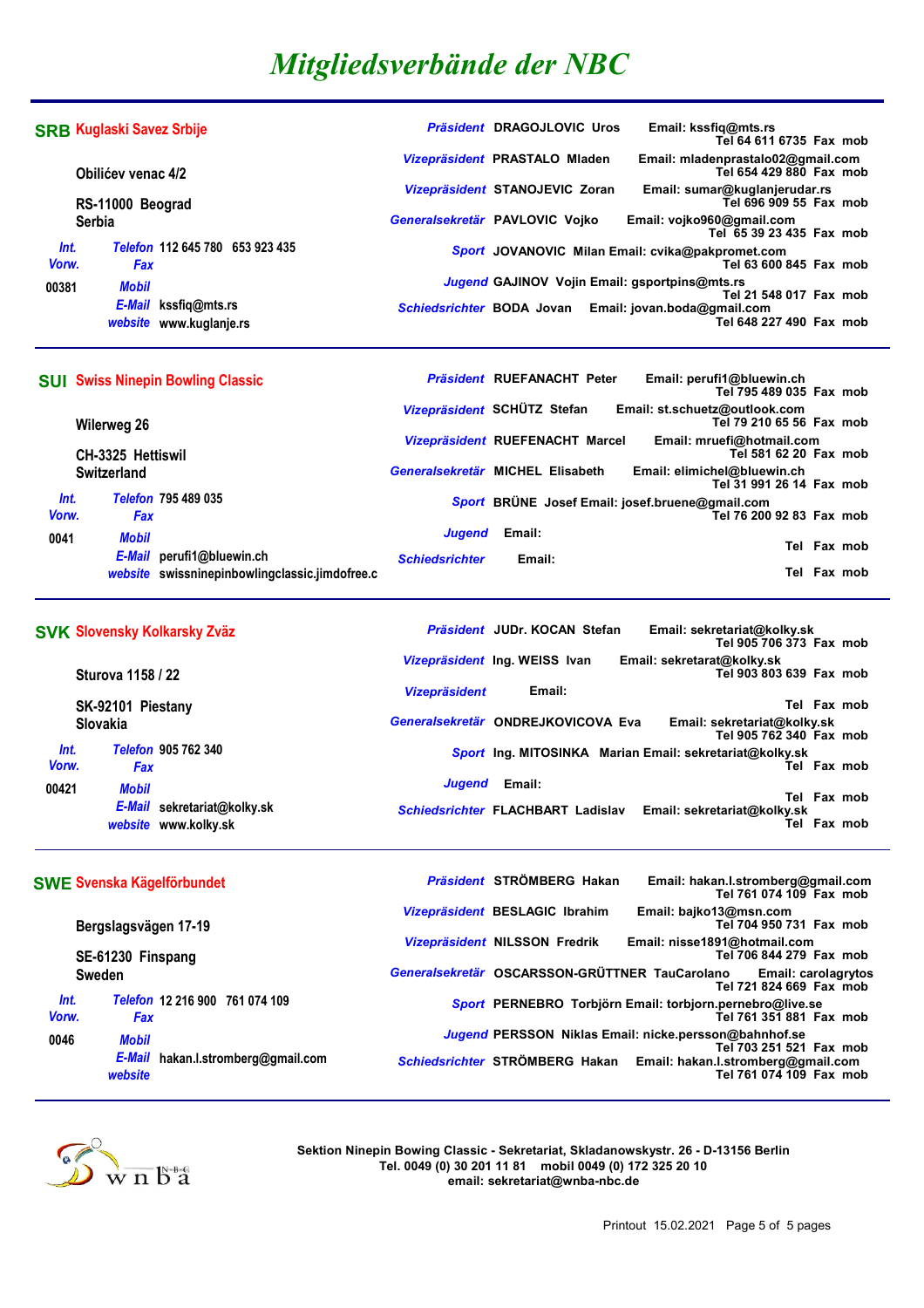# Mitgliedsverbände der NBC

## SRB Kuglaski Savez Srbije

Obilićev venac 4/2

RS-11000 Beograd
Serbia

Int. Vorw. 00381

*Telefon* 112 645 780 653 923 435
*Fax*
*Mobil*
*E-Mail* kssfiq@mts.rs
*website* www.kuglanje.rs

| | | | |
|---|---|---|---|
| *Präsident* | DRAGOJLOVIC Uros | Email: kssfiq@mts.rs | Tel 64 611 6735 Fax mob |
| *Vizepräsident* | PRASTALO Mladen | Email: mladenprastalo02@gmail.com | Tel 654 429 880 Fax mob |
| *Vizepräsident* | STANOJEVIC Zoran | Email: sumar@kuglanjerudar.rs | Tel 696 909 55 Fax mob |
| *Generalsekretär* | PAVLOVIC Vojko | Email: vojko960@gmail.com | Tel 65 39 23 435 Fax mob |
| *Sport* | JOVANOVIC Milan | Email: cvika@pakpromet.com | Tel 63 600 845 Fax mob |
| *Jugend* | GAJINOV Vojin | Email: gsportpins@mts.rs | Tel 21 548 017 Fax mob |
| *Schiedsrichter* | BODA Jovan | Email: jovan.boda@gmail.com | Tel 648 227 490 Fax mob |

## SUI Swiss Ninepin Bowling Classic

Wilerweg 26

CH-3325 Hettiswil
Switzerland

Int. Vorw. 0041

*Telefon* 795 489 035
*Fax*
*Mobil*
*E-Mail* perufi1@bluewin.ch
*website* swissninepinbowlingclassic.jimdofree.c

| | | | |
|---|---|---|---|
| *Präsident* | RUEFANACHT Peter | Email: perufi1@bluewin.ch | Tel 795 489 035 Fax mob |
| *Vizepräsident* | SCHÜTZ Stefan | Email: st.schuetz@outlook.com | Tel 79 210 65 56 Fax mob |
| *Vizepräsident* | RUEFENACHT Marcel | Email: mruefi@hotmail.com | Tel 581 62 20 Fax mob |
| *Generalsekretär* | MICHEL Elisabeth | Email: elimichel@bluewin.ch | Tel 31 991 26 14 Fax mob |
| *Sport* | BRÜNE Josef | Email: josef.bruene@gmail.com | Tel 76 200 92 83 Fax mob |
| *Jugend* | | Email: | Tel Fax mob |
| *Schiedsrichter* | | Email: | Tel Fax mob |

## SVK Slovensky Kolkarsky Zväz

Sturova 1158 / 22

SK-92101 Piestany
Slovakia

Int. Vorw. 00421

*Telefon* 905 762 340
*Fax*
*Mobil*
*E-Mail* sekretariat@kolky.sk
*website* www.kolky.sk

| | | | |
|---|---|---|---|
| *Präsident* | JUDr. KOCAN Stefan | Email: sekretariat@kolky.sk | Tel 905 706 373 Fax mob |
| *Vizepräsident* | Ing. WEISS Ivan | Email: sekretarat@kolky.sk | Tel 903 803 639 Fax mob |
| *Vizepräsident* | | Email: | Tel Fax mob |
| *Generalsekretär* | ONDREJKOVICOVA Eva | Email: sekretariat@kolky.sk | Tel 905 762 340 Fax mob |
| *Sport* | Ing. MITOSINKA Marian | Email: sekretariat@kolky.sk | Tel Fax mob |
| *Jugend* | | Email: | Tel Fax mob |
| *Schiedsrichter* | FLACHBART Ladislav | Email: sekretariat@kolky.sk | Tel Fax mob |

## SWE Svenska Kägelförbundet

Bergslagsvägen 17-19

SE-61230 Finspang
Sweden

Int. Vorw. 0046

*Telefon* 12 216 900 761 074 109
*Fax*
*Mobil*
*E-Mail* hakan.l.stromberg@gmail.com
*website*

| | | | |
|---|---|---|---|
| *Präsident* | STRÖMBERG Hakan | Email: hakan.l.stromberg@gmail.com | Tel 761 074 109 Fax mob |
| *Vizepräsident* | BESLAGIC Ibrahim | Email: bajko13@msn.com | Tel 704 950 731 Fax mob |
| *Vizepräsident* | NILSSON Fredrik | Email: nisse1891@hotmail.com | Tel 706 844 279 Fax mob |
| *Generalsekretär* | OSCARSSON-GRÜTTNER TauCarolano | Email: carolagrytos | Tel 721 824 669 Fax mob |
| *Sport* | PERNEBRO Torbjörn | Email: torbjorn.pernebro@live.se | Tel 761 351 881 Fax mob |
| *Jugend* | PERSSON Niklas | Email: nicke.persson@bahnhof.se | Tel 703 251 521 Fax mob |
| *Schiedsrichter* | STRÖMBERG Hakan | Email: hakan.l.stromberg@gmail.com | Tel 761 074 109 Fax mob |

Sektion Ninepin Bowing Classic - Sekretariat, Skladanowskystr. 26 - D-13156 Berlin
Tel. 0049 (0) 30 201 11 81 mobil 0049 (0) 172 325 20 10
email: sekretariat@wnba-nbc.de

Printout 15.02.2021